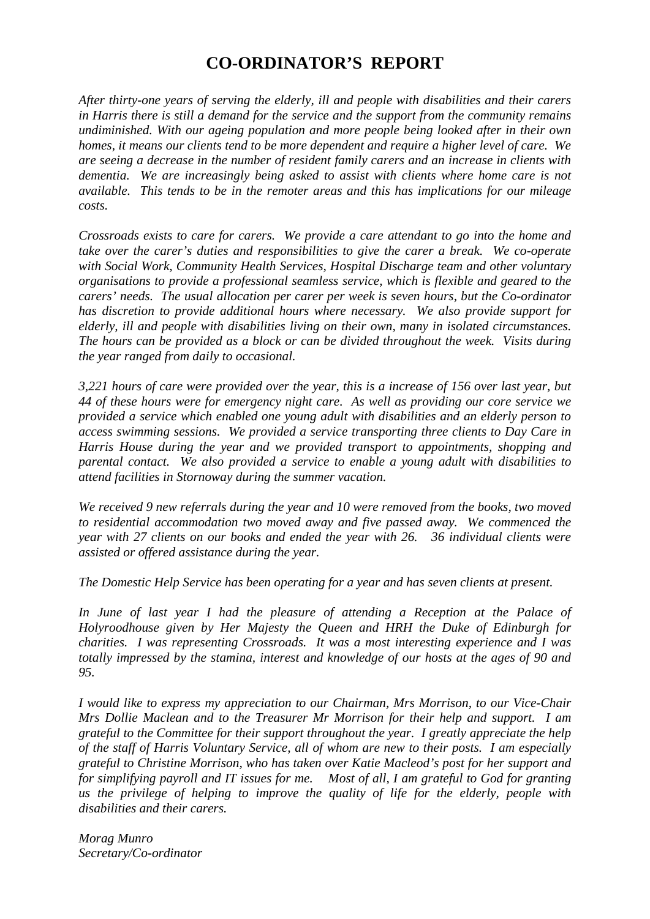# CO-ORDINATOR'S REPORT

*After thirty-one years of serving the elderly, ill and people with disabilities and their carers in Harris there is still a demand for the service and the support from the community remains undiminished. With our ageing population and more people being looked after in their own homes, it means our clients tend to be more dependent and require a higher level of care. We are seeing a decrease in the number of resident family carers and an increase in clients with dementia. We are increasingly being asked to assist with clients where home care is not available. This tends to be in the remoter areas and this has implications for our mileage costs.*

*Crossroads exists to care for carers. We provide a care attendant to go into the home and take over the carer's duties and responsibilities to give the carer a break. We co-operate with Social Work, Community Health Services, Hospital Discharge team and other voluntary organisations to provide a professional seamless service, which is flexible and geared to the carers' needs. The usual allocation per carer per week is seven hours, but the Co-ordinator has discretion to provide additional hours where necessary. We also provide support for elderly, ill and people with disabilities living on their own, many in isolated circumstances. The hours can be provided as a block or can be divided throughout the week. Visits during the year ranged from daily to occasional.*

*3,221 hours of care were provided over the year, this is a increase of 156 over last year, but 44 of these hours were for emergency night care. As well as providing our core service we provided a service which enabled one young adult with disabilities and an elderly person to access swimming sessions. We provided a service transporting three clients to Day Care in Harris House during the year and we provided transport to appointments, shopping and parental contact. We also provided a service to enable a young adult with disabilities to attend facilities in Stornoway during the summer vacation.*

*We received 9 new referrals during the year and 10 were removed from the books, two moved to residential accommodation two moved away and five passed away. We commenced the year with 27 clients on our books and ended the year with 26. 36 individual clients were assisted or offered assistance during the year.*

*The Domestic Help Service has been operating for a year and has seven clients at present.*

*In June of last year I had the pleasure of attending a Reception at the Palace of Holyroodhouse given by Her Majesty the Queen and HRH the Duke of Edinburgh for charities. I was representing Crossroads. It was a most interesting experience and I was totally impressed by the stamina, interest and knowledge of our hosts at the ages of 90 and 95.*

*I would like to express my appreciation to our Chairman, Mrs Morrison, to our Vice-Chair Mrs Dollie Maclean and to the Treasurer Mr Morrison for their help and support. I am grateful to the Committee for their support throughout the year. I greatly appreciate the help of the staff of Harris Voluntary Service, all of whom are new to their posts. I am especially grateful to Christine Morrison, who has taken over Katie Macleod's post for her support and for simplifying payroll and IT issues for me. Most of all, I am grateful to God for granting us the privilege of helping to improve the quality of life for the elderly, people with disabilities and their carers.*

*Morag Munro*
*Secretary/Co-ordinator*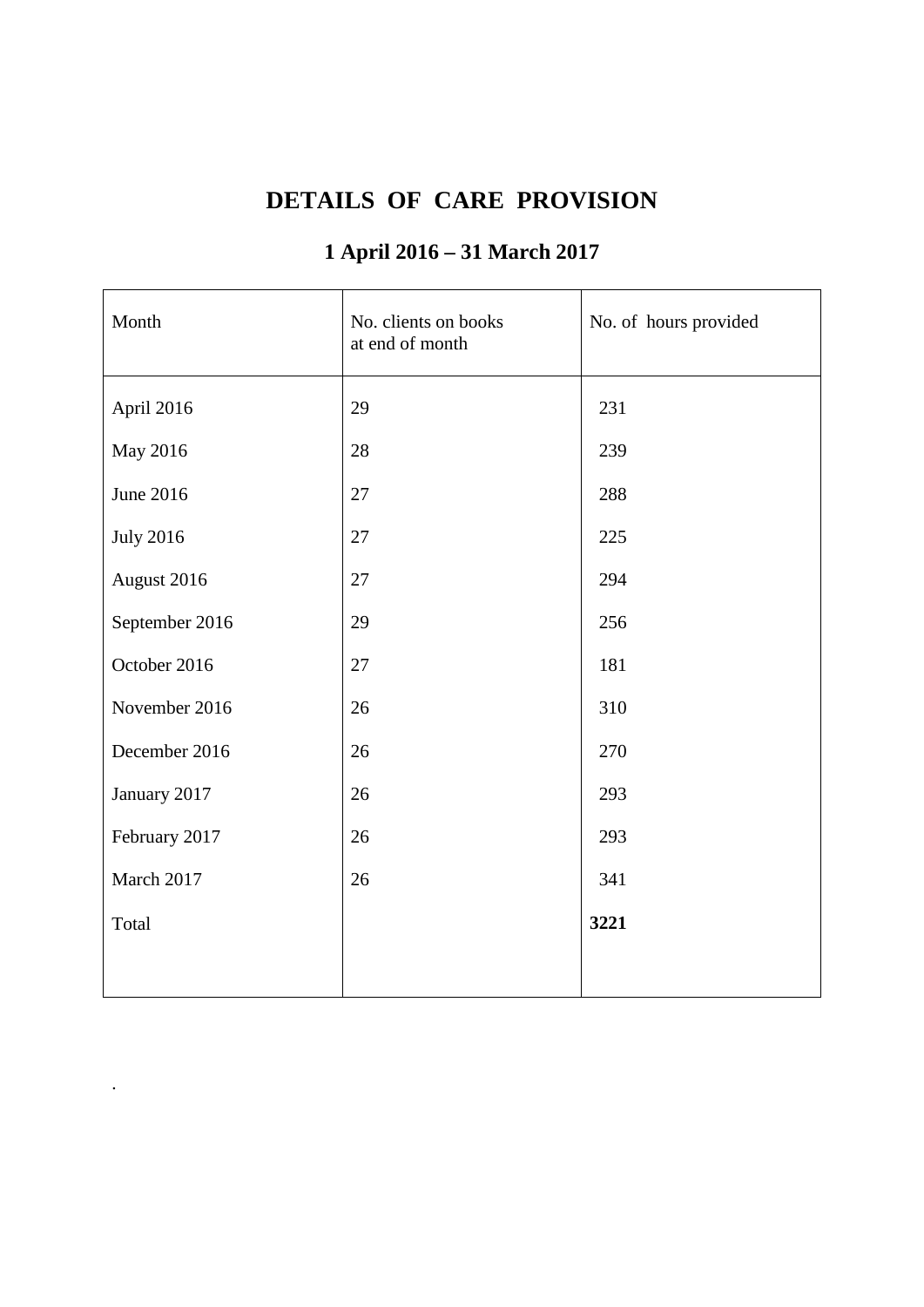# DETAILS OF CARE PROVISION

## 1 April 2016 – 31 March 2017

| Month | No. clients on books at end of month | No. of hours provided |
|---|---|---|
| April 2016 | 29 | 231 |
| May 2016 | 28 | 239 |
| June 2016 | 27 | 288 |
| July 2016 | 27 | 225 |
| August 2016 | 27 | 294 |
| September 2016 | 29 | 256 |
| October 2016 | 27 | 181 |
| November 2016 | 26 | 310 |
| December 2016 | 26 | 270 |
| January 2017 | 26 | 293 |
| February 2017 | 26 | 293 |
| March 2017 | 26 | 341 |
| Total | | **3221** |

.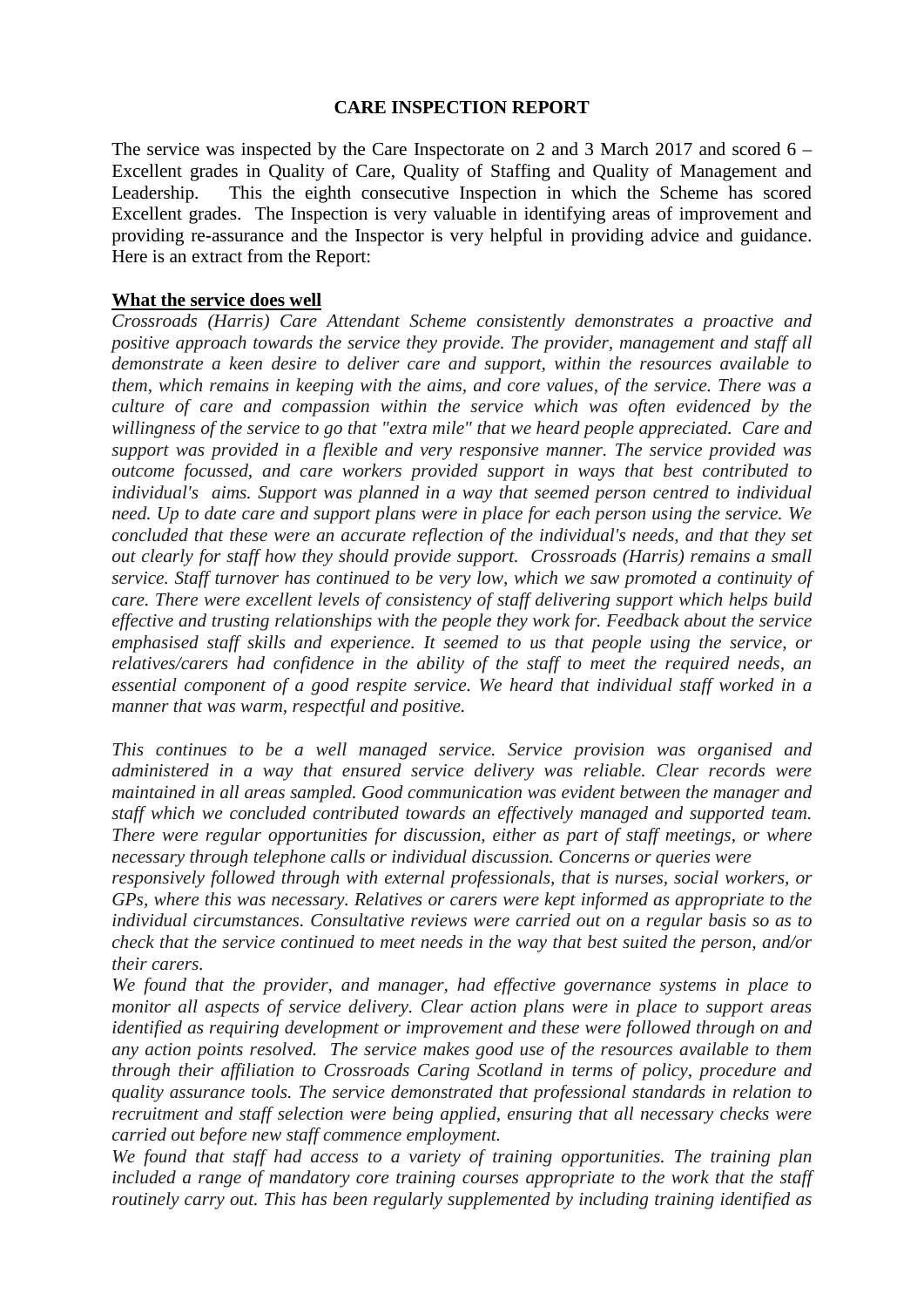## CARE INSPECTION REPORT

The service was inspected by the Care Inspectorate on 2 and 3 March 2017 and scored 6 – Excellent grades in Quality of Care, Quality of Staffing and Quality of Management and Leadership. This the eighth consecutive Inspection in which the Scheme has scored Excellent grades. The Inspection is very valuable in identifying areas of improvement and providing re-assurance and the Inspector is very helpful in providing advice and guidance. Here is an extract from the Report:

**What the service does well**

*Crossroads (Harris) Care Attendant Scheme consistently demonstrates a proactive and positive approach towards the service they provide. The provider, management and staff all demonstrate a keen desire to deliver care and support, within the resources available to them, which remains in keeping with the aims, and core values, of the service. There was a culture of care and compassion within the service which was often evidenced by the willingness of the service to go that "extra mile" that we heard people appreciated. Care and support was provided in a flexible and very responsive manner. The service provided was outcome focussed, and care workers provided support in ways that best contributed to individual's aims. Support was planned in a way that seemed person centred to individual need. Up to date care and support plans were in place for each person using the service. We concluded that these were an accurate reflection of the individual's needs, and that they set out clearly for staff how they should provide support. Crossroads (Harris) remains a small service. Staff turnover has continued to be very low, which we saw promoted a continuity of care. There were excellent levels of consistency of staff delivering support which helps build effective and trusting relationships with the people they work for. Feedback about the service emphasised staff skills and experience. It seemed to us that people using the service, or relatives/carers had confidence in the ability of the staff to meet the required needs, an essential component of a good respite service. We heard that individual staff worked in a manner that was warm, respectful and positive.*

*This continues to be a well managed service. Service provision was organised and administered in a way that ensured service delivery was reliable. Clear records were maintained in all areas sampled. Good communication was evident between the manager and staff which we concluded contributed towards an effectively managed and supported team. There were regular opportunities for discussion, either as part of staff meetings, or where necessary through telephone calls or individual discussion. Concerns or queries were responsively followed through with external professionals, that is nurses, social workers, or GPs, where this was necessary. Relatives or carers were kept informed as appropriate to the individual circumstances. Consultative reviews were carried out on a regular basis so as to check that the service continued to meet needs in the way that best suited the person, and/or their carers.*

*We found that the provider, and manager, had effective governance systems in place to monitor all aspects of service delivery. Clear action plans were in place to support areas identified as requiring development or improvement and these were followed through on and any action points resolved. The service makes good use of the resources available to them through their affiliation to Crossroads Caring Scotland in terms of policy, procedure and quality assurance tools. The service demonstrated that professional standards in relation to recruitment and staff selection were being applied, ensuring that all necessary checks were carried out before new staff commence employment.*

*We found that staff had access to a variety of training opportunities. The training plan included a range of mandatory core training courses appropriate to the work that the staff routinely carry out. This has been regularly supplemented by including training identified as*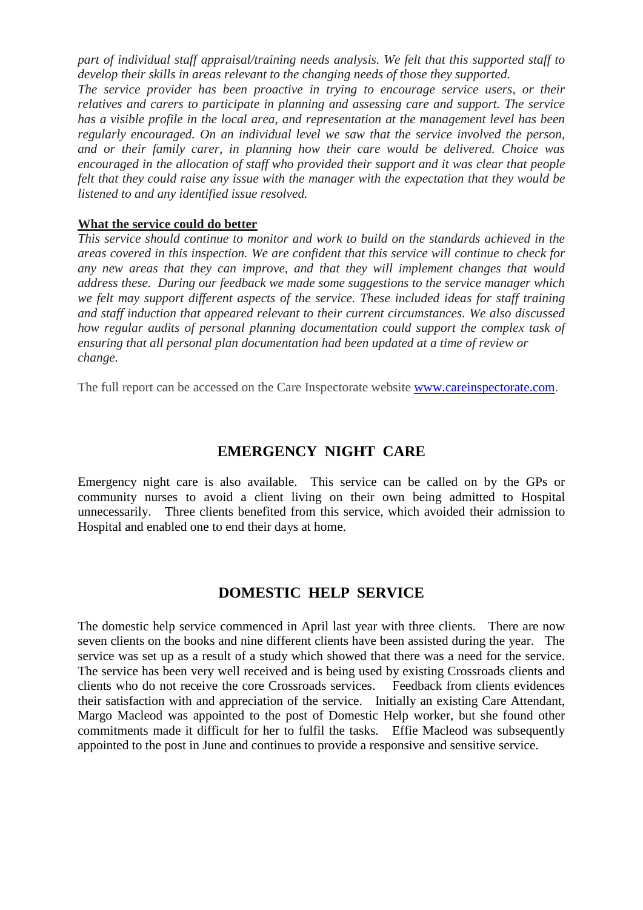*part of individual staff appraisal/training needs analysis. We felt that this supported staff to develop their skills in areas relevant to the changing needs of those they supported.*

*The service provider has been proactive in trying to encourage service users, or their relatives and carers to participate in planning and assessing care and support. The service has a visible profile in the local area, and representation at the management level has been regularly encouraged. On an individual level we saw that the service involved the person, and or their family carer, in planning how their care would be delivered. Choice was encouraged in the allocation of staff who provided their support and it was clear that people felt that they could raise any issue with the manager with the expectation that they would be listened to and any identified issue resolved.*

**What the service could do better**

*This service should continue to monitor and work to build on the standards achieved in the areas covered in this inspection. We are confident that this service will continue to check for any new areas that they can improve, and that they will implement changes that would address these. During our feedback we made some suggestions to the service manager which we felt may support different aspects of the service. These included ideas for staff training and staff induction that appeared relevant to their current circumstances. We also discussed how regular audits of personal planning documentation could support the complex task of ensuring that all personal plan documentation had been updated at a time of review or change.*

The full report can be accessed on the Care Inspectorate website www.careinspectorate.com.

## EMERGENCY NIGHT CARE

Emergency night care is also available. This service can be called on by the GPs or community nurses to avoid a client living on their own being admitted to Hospital unnecessarily. Three clients benefited from this service, which avoided their admission to Hospital and enabled one to end their days at home.

## DOMESTIC HELP SERVICE

The domestic help service commenced in April last year with three clients. There are now seven clients on the books and nine different clients have been assisted during the year. The service was set up as a result of a study which showed that there was a need for the service. The service has been very well received and is being used by existing Crossroads clients and clients who do not receive the core Crossroads services. Feedback from clients evidences their satisfaction with and appreciation of the service. Initially an existing Care Attendant, Margo Macleod was appointed to the post of Domestic Help worker, but she found other commitments made it difficult for her to fulfil the tasks. Effie Macleod was subsequently appointed to the post in June and continues to provide a responsive and sensitive service.